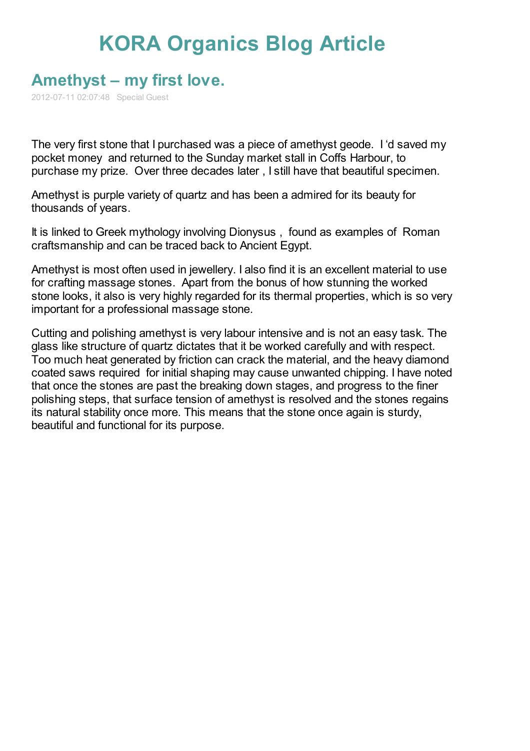# KORA Organics Blog Article

## Amethyst – my first love.

2012-07-11 02:07:48 Special Guest

The very first stone that I purchased was a piece of amethyst geode. I 'd saved my pocket money and returned to the Sunday market stall in Coffs Harbour, to purchase my prize. Over three decades later , I still have that beautiful specimen.

Amethyst is purple variety of quartz and has been a admired for its beauty for thousands of years.

It is linked to Greek mythology involving Dionysus , found as examples of Roman craftsmanship and can be traced back to Ancient Egypt.

Amethyst is most often used in jewellery. I also find it is an excellent material to use for crafting massage stones. Apart from the bonus of how stunning the worked stone looks, it also is very highly regarded for its thermal properties, which is so very important for a professional massage stone.

Cutting and polishing amethyst is very labour intensive and is not an easy task. The glass like structure of quartz dictates that it be worked carefully and with respect. Too much heat generated by friction can crack the material, and the heavy diamond coated saws required for initial shaping may cause unwanted chipping. I have noted that once the stones are past the breaking down stages, and progress to the finer polishing steps, that surface tension of amethyst is resolved and the stones regains its natural stability once more. This means that the stone once again is sturdy, beautiful and functional for its purpose.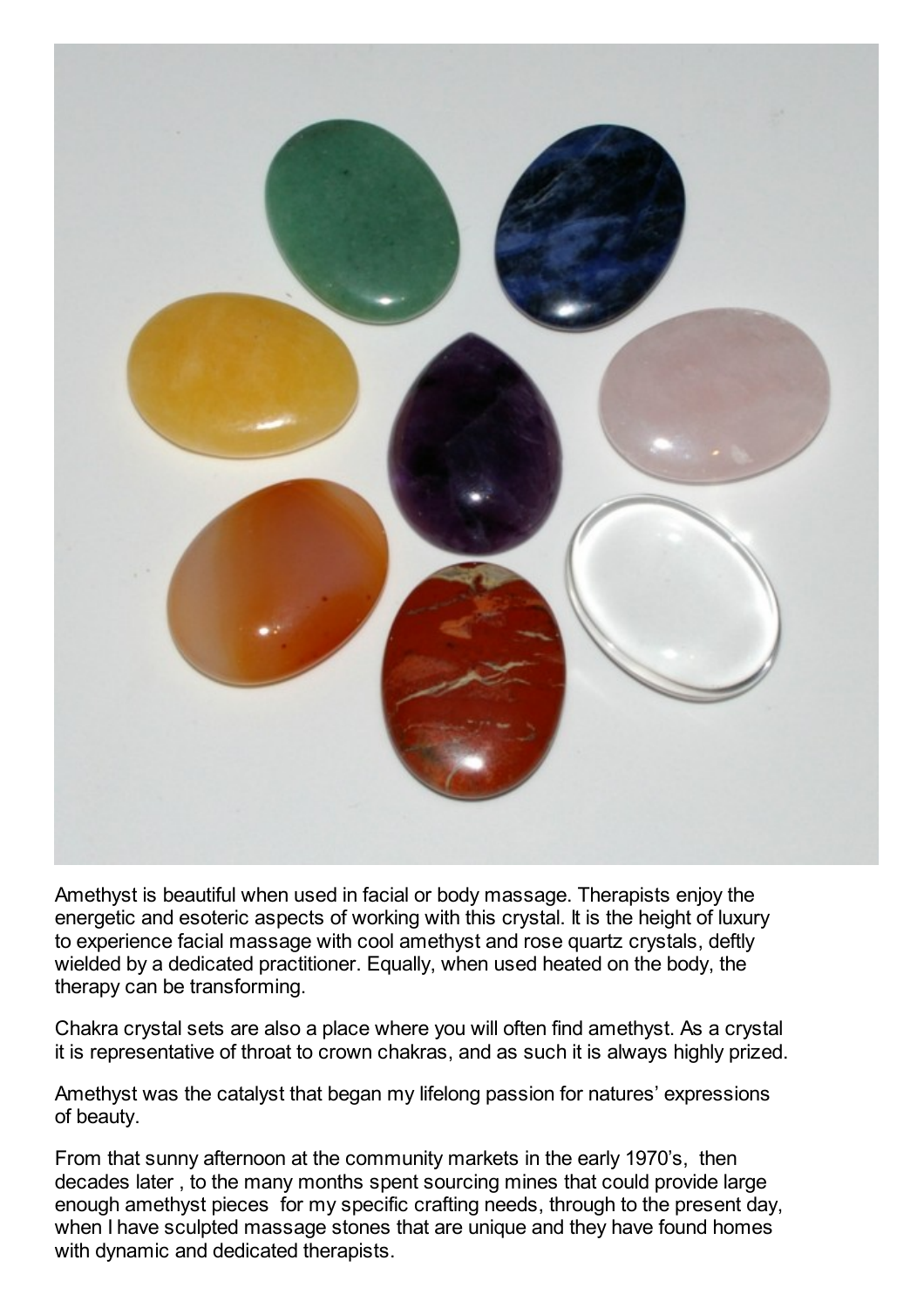Amethyst is beautiful when used in facial or body massage. Therapists enjoy the energetic and esoteric aspects of working with this crystal. It is the height of luxury to experience facial massage with cool amethyst and rose quartz crystals, deftly wielded by a dedicated practitioner. Equally, when used heated on the body, the therapy can be transforming.

Chakra crystal sets are also a place where you will often find amethyst. As a crystal it is representative of throat to crown chakras, and as such it is always highly prized.

Amethyst was the catalyst that began my lifelong passion for natures' expressions of beauty.

From that sunny afternoon at the community markets in the early 1970's, then decades later , to the many months spent sourcing mines that could provide large enough amethyst pieces for my specific crafting needs, through to the present day, when I have sculpted massage stones that are unique and they have found homes with dynamic and dedicated therapists.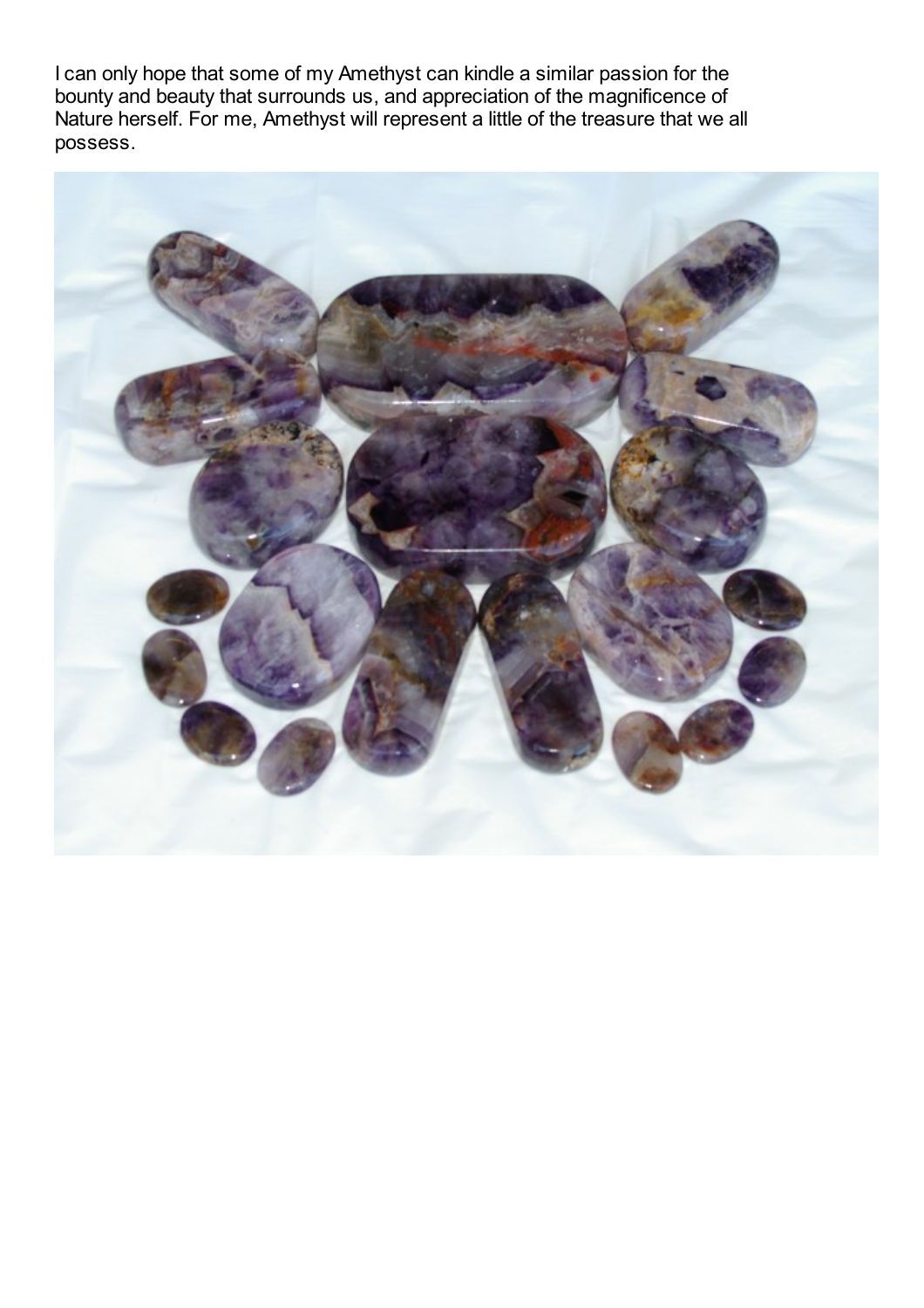I can only hope that some of my Amethyst can kindle a similar passion for the bounty and beauty that surrounds us, and appreciation of the magnificence of Nature herself. For me, Amethyst will represent a little of the treasure that we all possess.